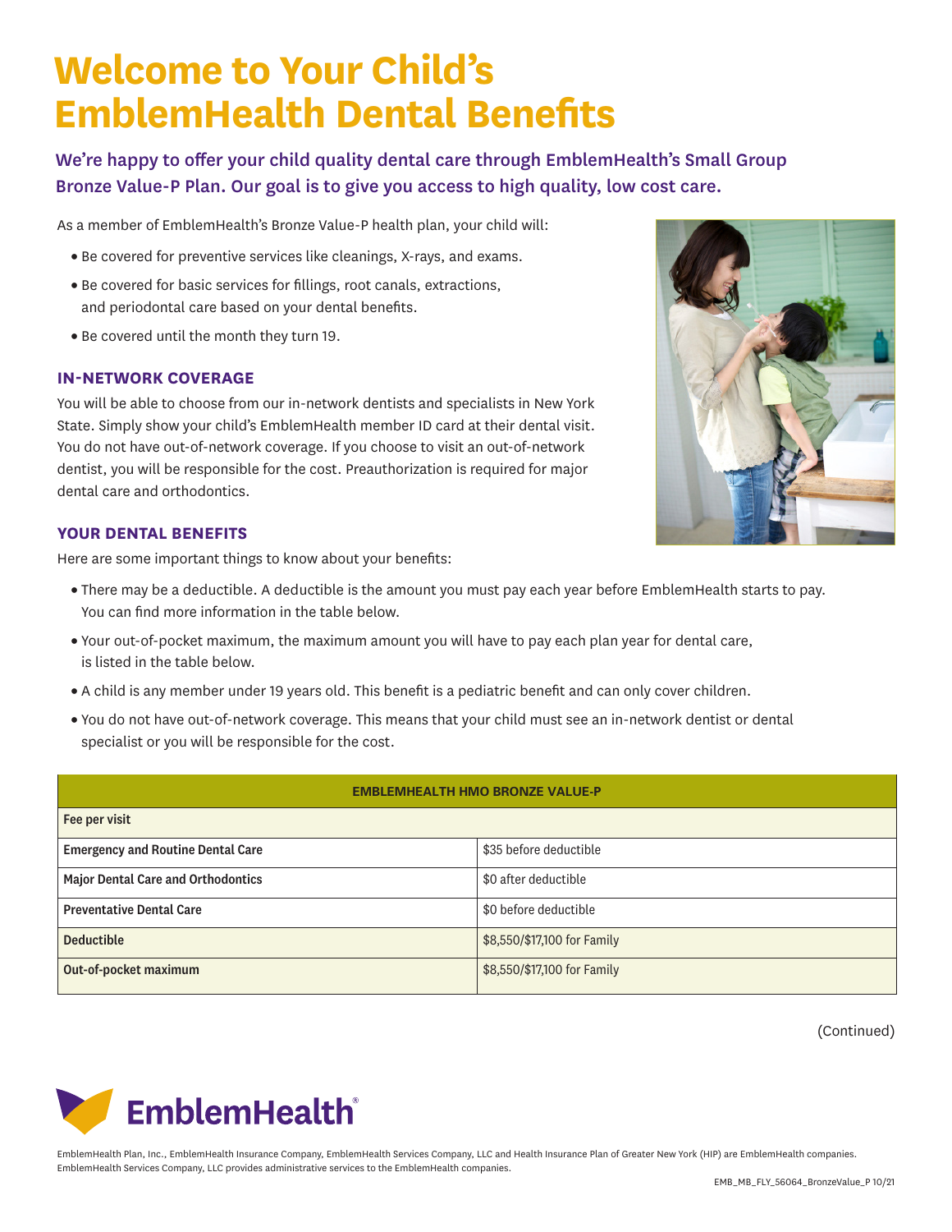# Welcome to Your Child's EmblemHealth Dental Benefits

**We're happy to offer your child quality dental care through EmblemHealth's Small Group Bronze Value-P Plan. Our goal is to give you access to high quality, low cost care.**

As a member of EmblemHealth's Bronze Value-P health plan, your child will:

- Be covered for preventive services like cleanings, X-rays, and exams.
- Be covered for basic services for fillings, root canals, extractions, and periodontal care based on your dental benefits.
- Be covered until the month they turn 19.

## IN-NETWORK COVERAGE

You will be able to choose from our in-network dentists and specialists in New York State. Simply show your child's EmblemHealth member ID card at their dental visit. You do not have out-of-network coverage. If you choose to visit an out-of-network dentist, you will be responsible for the cost. Preauthorization is required for major dental care and orthodontics.

## YOUR DENTAL BENEFITS

Here are some important things to know about your benefits:

- There may be a deductible. A deductible is the amount you must pay each year before EmblemHealth starts to pay. You can find more information in the table below.
- Your out-of-pocket maximum, the maximum amount you will have to pay each plan year for dental care, is listed in the table below.
- A child is any member under 19 years old. This benefit is a pediatric benefit and can only cover children.
- You do not have out-of-network coverage. This means that your child must see an in-network dentist or dental specialist or you will be responsible for the cost.

| EMBLEMHEALTH HMO BRONZE VALUE-P | |
|---|---|
| **Fee per visit** | |
| **Emergency and Routine Dental Care** | $35 before deductible |
| **Major Dental Care and Orthodontics** | $0 after deductible |
| **Preventative Dental Care** | $0 before deductible |
| **Deductible** | $8,550/$17,100 for Family |
| **Out-of-pocket maximum** | $8,550/$17,100 for Family |

(Continued)

EmblemHealth

EmblemHealth Plan, Inc., EmblemHealth Insurance Company, EmblemHealth Services Company, LLC and Health Insurance Plan of Greater New York (HIP) are EmblemHealth companies. EmblemHealth Services Company, LLC provides administrative services to the EmblemHealth companies.

EMB_MB_FLY_56064_BronzeValue_P 10/21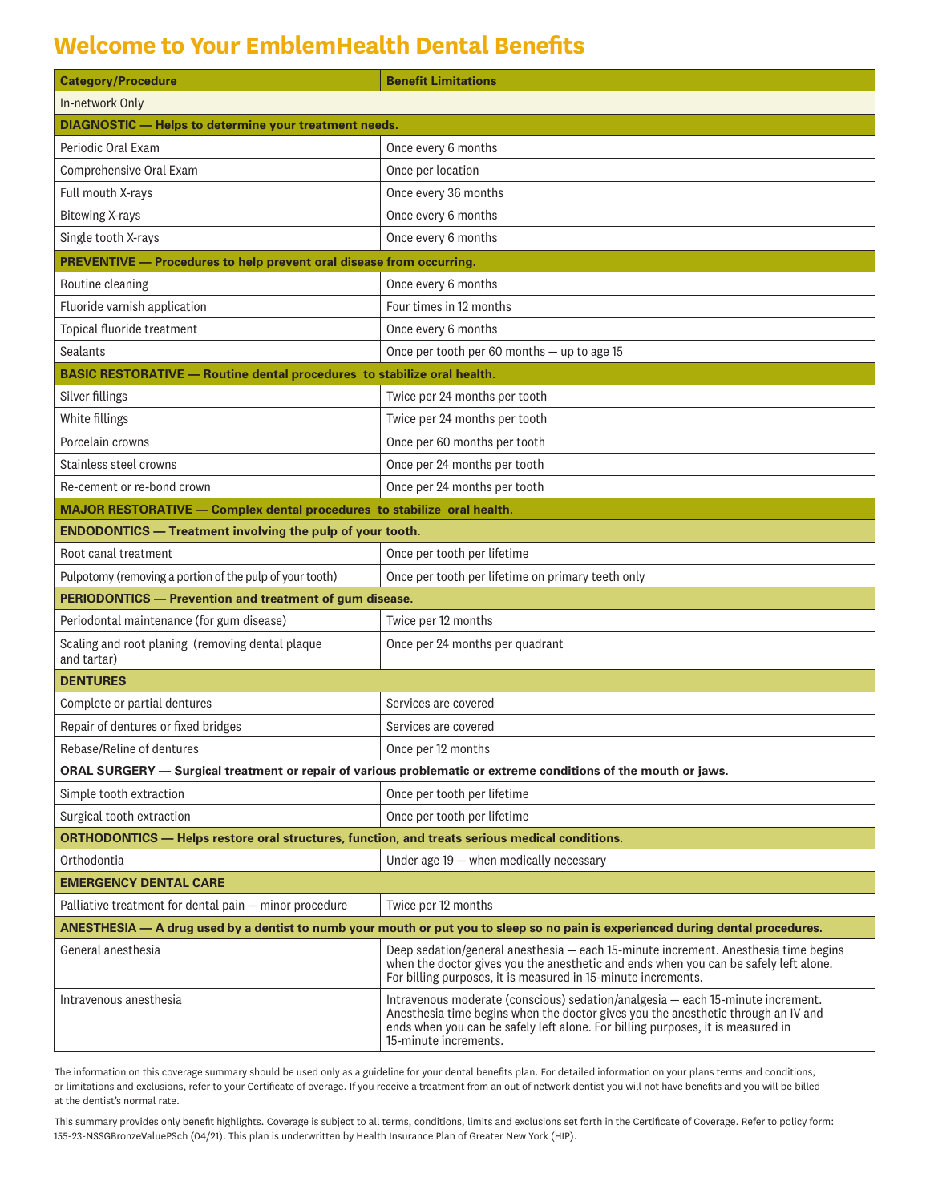# Welcome to Your EmblemHealth Dental Benefits

| Category/Procedure | Benefit Limitations |
|---|---|
| In-network Only | |
| **DIAGNOSTIC — Helps to determine your treatment needs.** | |
| Periodic Oral Exam | Once every 6 months |
| Comprehensive Oral Exam | Once per location |
| Full mouth X-rays | Once every 36 months |
| Bitewing X-rays | Once every 6 months |
| Single tooth X-rays | Once every 6 months |
| **PREVENTIVE — Procedures to help prevent oral disease from occurring.** | |
| Routine cleaning | Once every 6 months |
| Fluoride varnish application | Four times in 12 months |
| Topical fluoride treatment | Once every 6 months |
| Sealants | Once per tooth per 60 months — up to age 15 |
| **BASIC RESTORATIVE — Routine dental procedures to stabilize oral health.** | |
| Silver fillings | Twice per 24 months per tooth |
| White fillings | Twice per 24 months per tooth |
| Porcelain crowns | Once per 60 months per tooth |
| Stainless steel crowns | Once per 24 months per tooth |
| Re-cement or re-bond crown | Once per 24 months per tooth |
| **MAJOR RESTORATIVE — Complex dental procedures to stabilize oral health.** | |
| **ENDODONTICS — Treatment involving the pulp of your tooth.** | |
| Root canal treatment | Once per tooth per lifetime |
| Pulpotomy (removing a portion of the pulp of your tooth) | Once per tooth per lifetime on primary teeth only |
| **PERIODONTICS — Prevention and treatment of gum disease.** | |
| Periodontal maintenance (for gum disease) | Twice per 12 months |
| Scaling and root planing (removing dental plaque and tartar) | Once per 24 months per quadrant |
| **DENTURES** | |
| Complete or partial dentures | Services are covered |
| Repair of dentures or fixed bridges | Services are covered |
| Rebase/Reline of dentures | Once per 12 months |
| **ORAL SURGERY — Surgical treatment or repair of various problematic or extreme conditions of the mouth or jaws.** | |
| Simple tooth extraction | Once per tooth per lifetime |
| Surgical tooth extraction | Once per tooth per lifetime |
| **ORTHODONTICS — Helps restore oral structures, function, and treats serious medical conditions.** | |
| Orthodontia | Under age 19 — when medically necessary |
| **EMERGENCY DENTAL CARE** | |
| Palliative treatment for dental pain — minor procedure | Twice per 12 months |
| **ANESTHESIA — A drug used by a dentist to numb your mouth or put you to sleep so no pain is experienced during dental procedures.** | |
| General anesthesia | Deep sedation/general anesthesia — each 15-minute increment. Anesthesia time begins when the doctor gives you the anesthetic and ends when you can be safely left alone. For billing purposes, it is measured in 15-minute increments. |
| Intravenous anesthesia | Intravenous moderate (conscious) sedation/analgesia — each 15-minute increment. Anesthesia time begins when the doctor gives you the anesthetic through an IV and ends when you can be safely left alone. For billing purposes, it is measured in 15-minute increments. |

The information on this coverage summary should be used only as a guideline for your dental benefits plan. For detailed information on your plans terms and conditions, or limitations and exclusions, refer to your Certificate of overage. If you receive a treatment from an out of network dentist you will not have benefits and you will be billed at the dentist's normal rate.

This summary provides only benefit highlights. Coverage is subject to all terms, conditions, limits and exclusions set forth in the Certificate of Coverage. Refer to policy form: 155-23-NSSGBronzeValuePSch (04/21). This plan is underwritten by Health Insurance Plan of Greater New York (HIP).